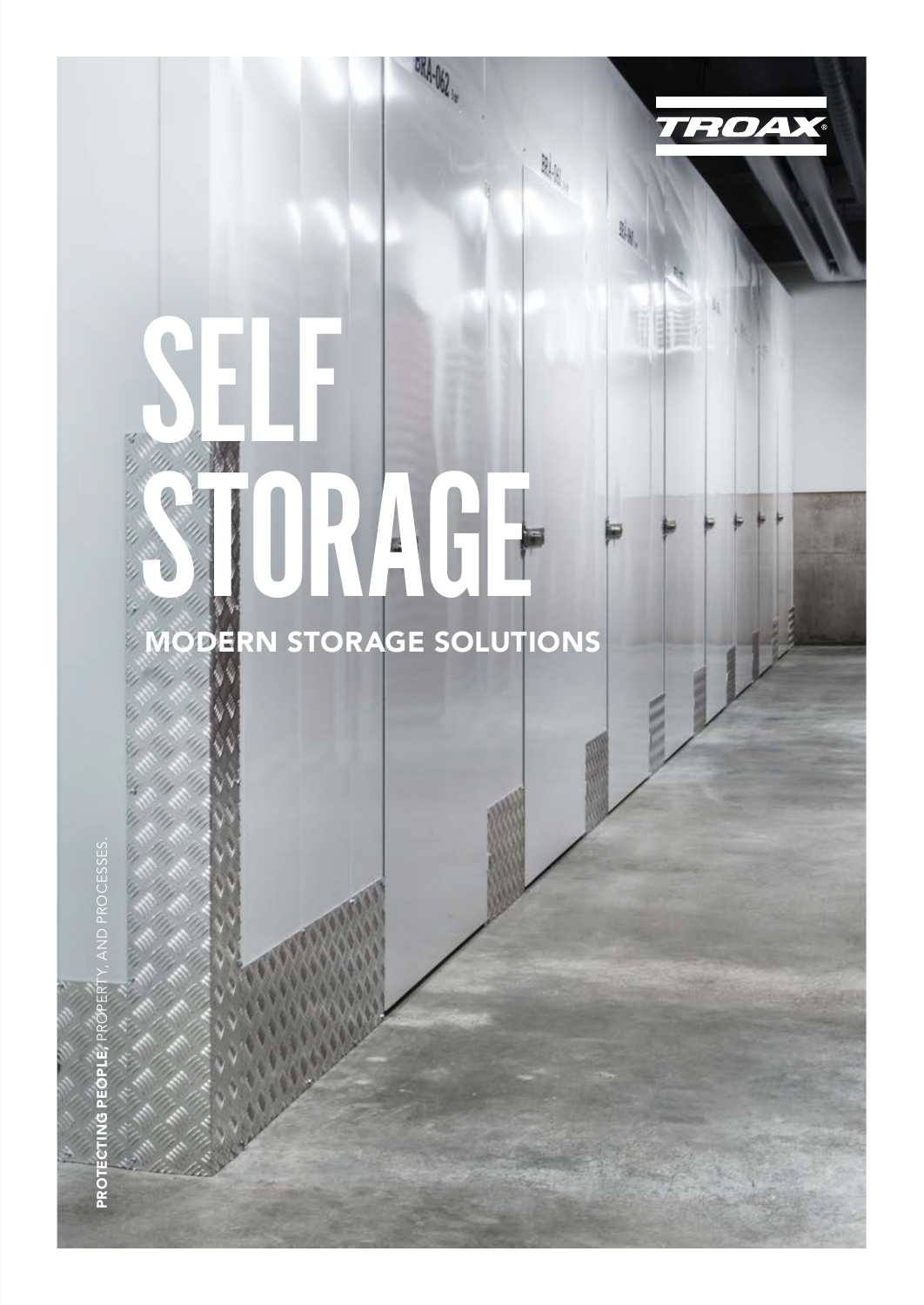TROAX

# SELF STORAGE

## MODERN STORAGE SOLUTIONS

**PROTECTING PEOPLE,** PROPERTY, AND PROCESSES.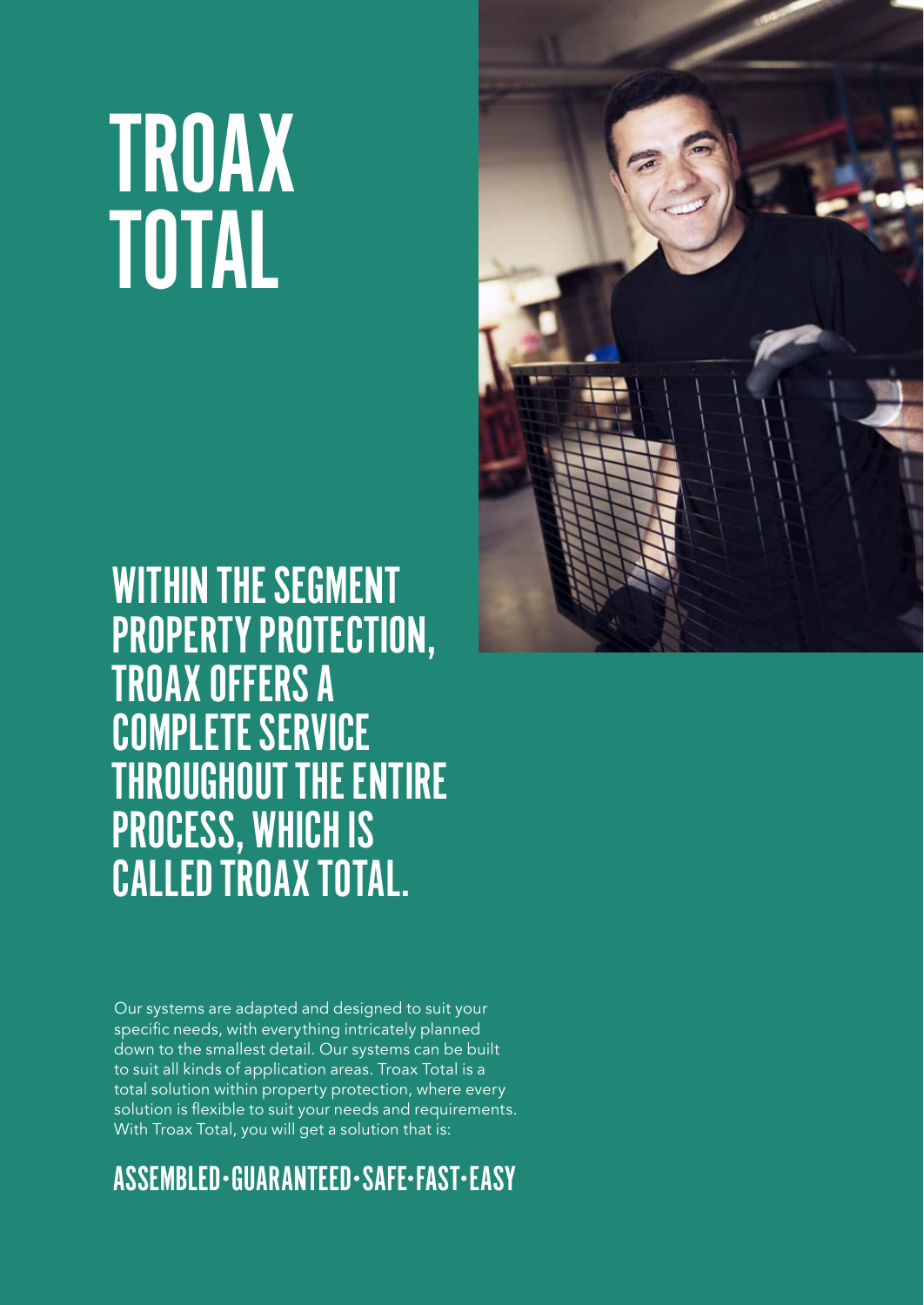# TROAX TOTAL

## WITHIN THE SEGMENT PROPERTY PROTECTION, TROAX OFFERS A COMPLETE SERVICE THROUGHOUT THE ENTIRE PROCESS, WHICH IS CALLED TROAX TOTAL.

Our systems are adapted and designed to suit your specific needs, with everything intricately planned down to the smallest detail. Our systems can be built to suit all kinds of application areas. Troax Total is a total solution within property protection, where every solution is flexible to suit your needs and requirements. With Troax Total, you will get a solution that is:

## ASSEMBLED • GUARANTEED • SAFE • FAST • EASY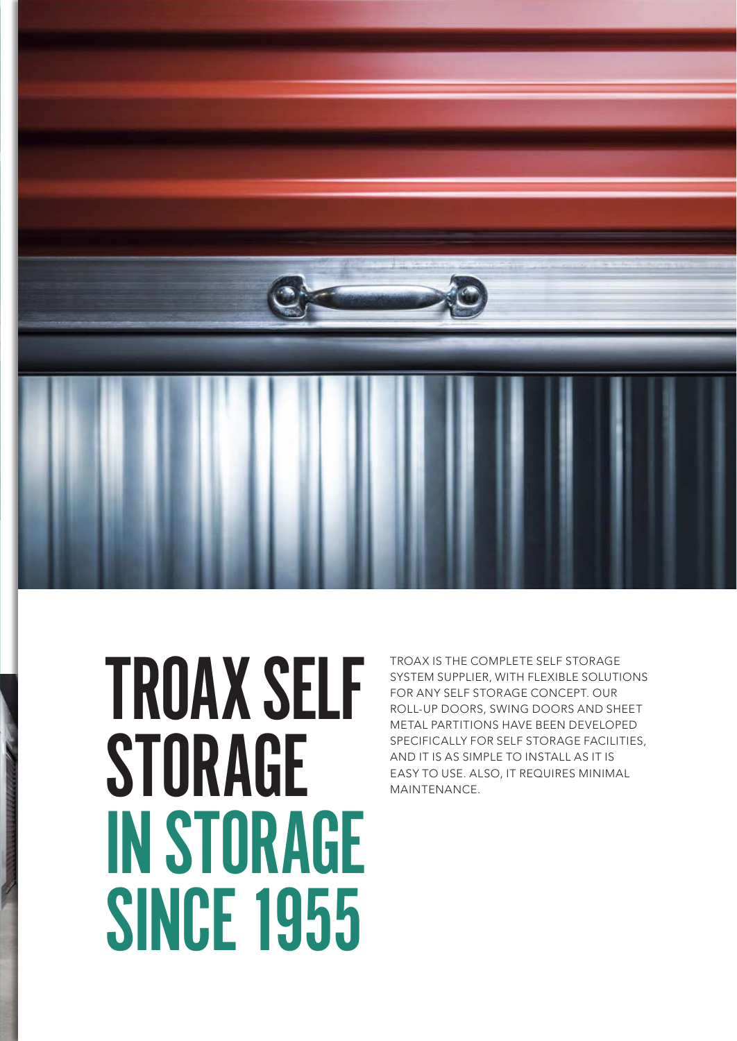# TROAX SELF STORAGE
## IN STORAGE SINCE 1955

TROAX IS THE COMPLETE SELF STORAGE SYSTEM SUPPLIER, WITH FLEXIBLE SOLUTIONS FOR ANY SELF STORAGE CONCEPT. OUR ROLL-UP DOORS, SWING DOORS AND SHEET METAL PARTITIONS HAVE BEEN DEVELOPED SPECIFICALLY FOR SELF STORAGE FACILITIES, AND IT IS AS SIMPLE TO INSTALL AS IT IS EASY TO USE. ALSO, IT REQUIRES MINIMAL MAINTENANCE.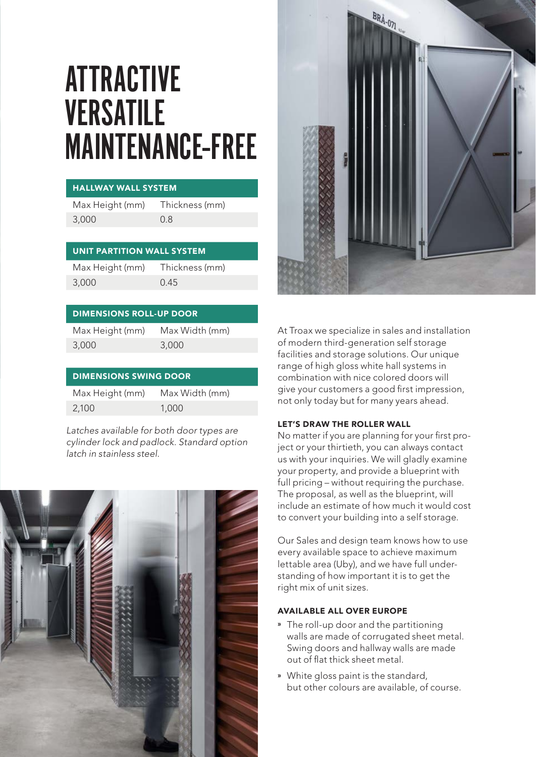# ATTRACTIVE VERSATILE MAINTENANCE-FREE

| HALLWAY WALL SYSTEM | |
|---|---|
| Max Height (mm) | Thickness (mm) |
| 3,000 | 0.8 |

| UNIT PARTITION WALL SYSTEM | |
|---|---|
| Max Height (mm) | Thickness (mm) |
| 3,000 | 0.45 |

| DIMENSIONS ROLL-UP DOOR | |
|---|---|
| Max Height (mm) | Max Width (mm) |
| 3,000 | 3,000 |

| DIMENSIONS SWING DOOR | |
|---|---|
| Max Height (mm) | Max Width (mm) |
| 2,100 | 1,000 |

*Latches available for both door types are cylinder lock and padlock. Standard option latch in stainless steel.*

At Troax we specialize in sales and installation of modern third-generation self storage facilities and storage solutions. Our unique range of high gloss white hall systems in combination with nice colored doors will give your customers a good first impression, not only today but for many years ahead.

**LET'S DRAW THE ROLLER WALL**

No matter if you are planning for your first project or your thirtieth, you can always contact us with your inquiries. We will gladly examine your property, and provide a blueprint with full pricing – without requiring the purchase. The proposal, as well as the blueprint, will include an estimate of how much it would cost to convert your building into a self storage.

Our Sales and design team knows how to use every available space to achieve maximum lettable area (Uby), and we have full understanding of how important it is to get the right mix of unit sizes.

**AVAILABLE ALL OVER EUROPE**

- The roll-up door and the partitioning walls are made of corrugated sheet metal. Swing doors and hallway walls are made out of flat thick sheet metal.
- White gloss paint is the standard, but other colours are available, of course.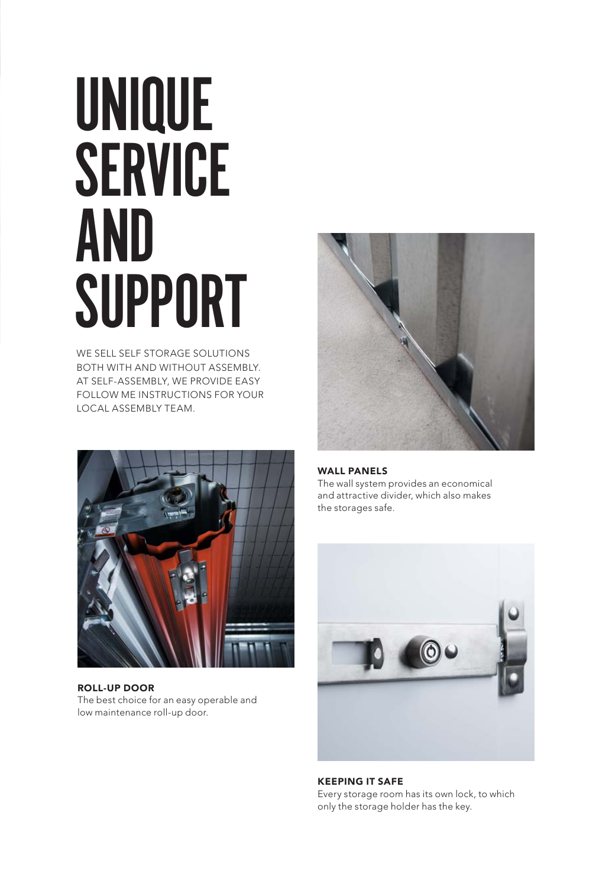# UNIQUE SERVICE AND SUPPORT

WE SELL SELF STORAGE SOLUTIONS BOTH WITH AND WITHOUT ASSEMBLY. AT SELF-ASSEMBLY, WE PROVIDE EASY FOLLOW ME INSTRUCTIONS FOR YOUR LOCAL ASSEMBLY TEAM.

**WALL PANELS**
The wall system provides an economical and attractive divider, which also makes the storages safe.

**ROLL-UP DOOR**
The best choice for an easy operable and low maintenance roll-up door.

**KEEPING IT SAFE**
Every storage room has its own lock, to which only the storage holder has the key.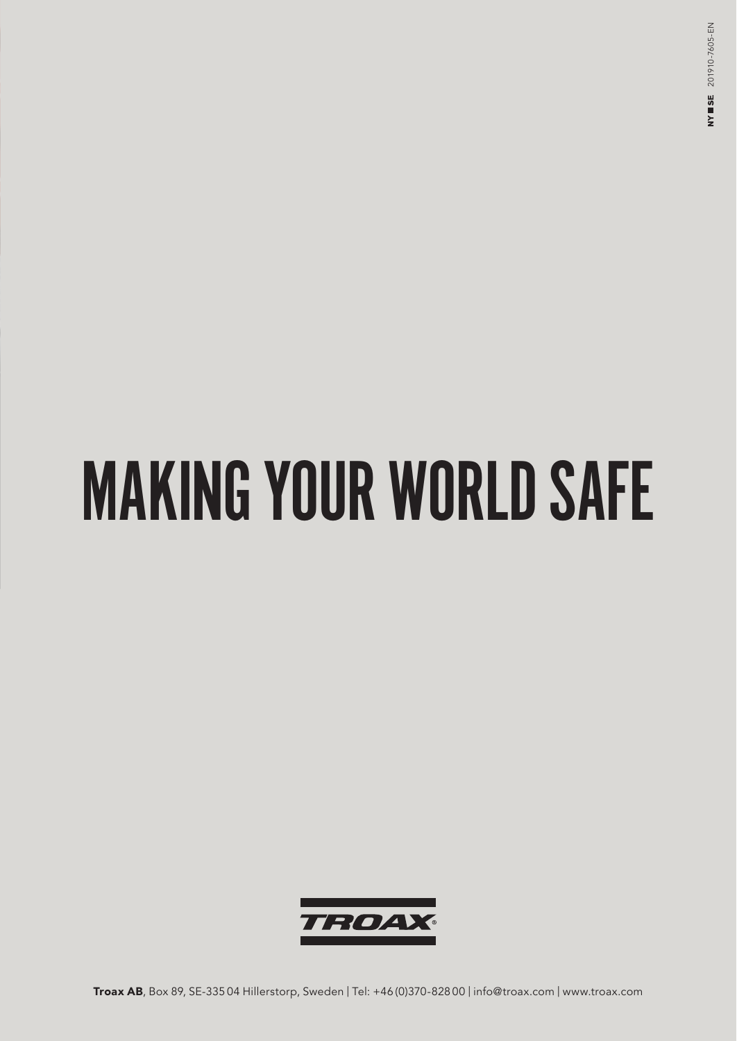NY ■ SE 201910-7605-EN

# MAKING YOUR WORLD SAFE

TROAX®

**Troax AB**, Box 89, SE-335 04 Hillerstorp, Sweden | Tel: +46 (0)370-828 00 | info@troax.com | www.troax.com